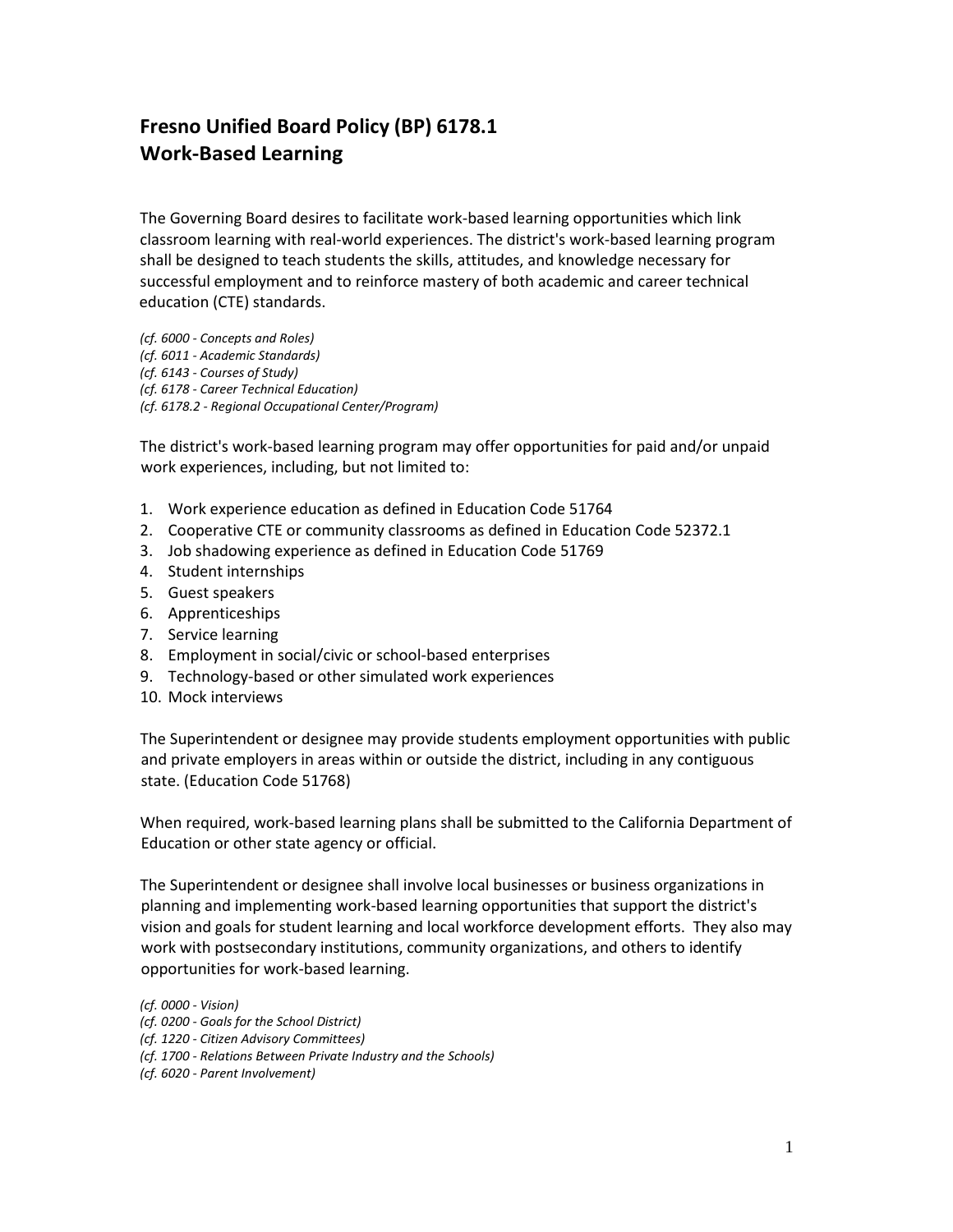# Fresno Unified Board Policy (BP) 6178.1
# Work-Based Learning

The Governing Board desires to facilitate work-based learning opportunities which link classroom learning with real-world experiences. The district's work-based learning program shall be designed to teach students the skills, attitudes, and knowledge necessary for successful employment and to reinforce mastery of both academic and career technical education (CTE) standards.

*(cf. 6000 - Concepts and Roles)*
*(cf. 6011 - Academic Standards)*
*(cf. 6143 - Courses of Study)*
*(cf. 6178 - Career Technical Education)*
*(cf. 6178.2 - Regional Occupational Center/Program)*

The district's work-based learning program may offer opportunities for paid and/or unpaid work experiences, including, but not limited to:

1. Work experience education as defined in Education Code 51764
2. Cooperative CTE or community classrooms as defined in Education Code 52372.1
3. Job shadowing experience as defined in Education Code 51769
4. Student internships
5. Guest speakers
6. Apprenticeships
7. Service learning
8. Employment in social/civic or school-based enterprises
9. Technology-based or other simulated work experiences
10. Mock interviews

The Superintendent or designee may provide students employment opportunities with public and private employers in areas within or outside the district, including in any contiguous state. (Education Code 51768)

When required, work-based learning plans shall be submitted to the California Department of Education or other state agency or official.

The Superintendent or designee shall involve local businesses or business organizations in planning and implementing work-based learning opportunities that support the district's vision and goals for student learning and local workforce development efforts. They also may work with postsecondary institutions, community organizations, and others to identify opportunities for work-based learning.

*(cf. 0000 - Vision)*
*(cf. 0200 - Goals for the School District)*
*(cf. 1220 - Citizen Advisory Committees)*
*(cf. 1700 - Relations Between Private Industry and the Schools)*
*(cf. 6020 - Parent Involvement)*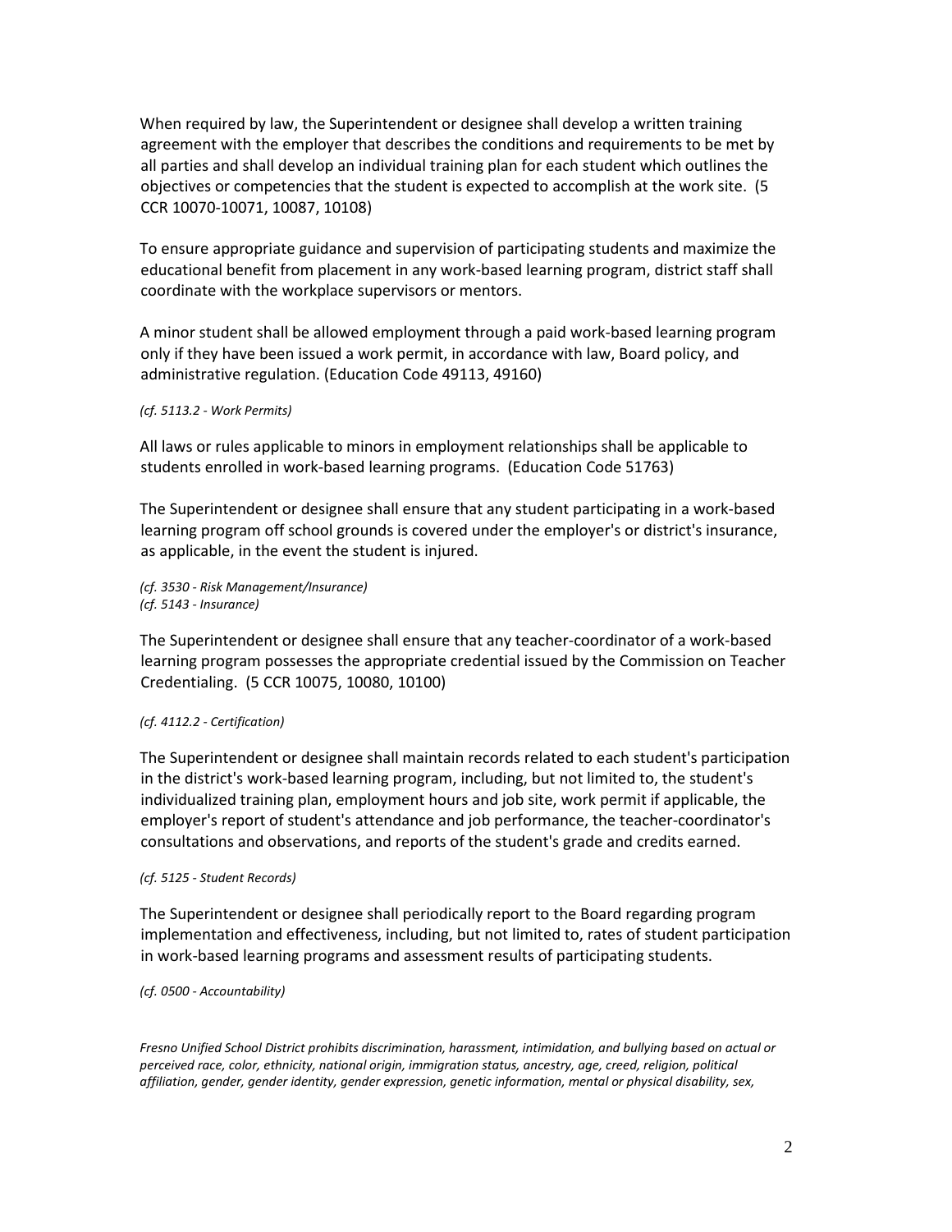When required by law, the Superintendent or designee shall develop a written training agreement with the employer that describes the conditions and requirements to be met by all parties and shall develop an individual training plan for each student which outlines the objectives or competencies that the student is expected to accomplish at the work site. (5 CCR 10070-10071, 10087, 10108)

To ensure appropriate guidance and supervision of participating students and maximize the educational benefit from placement in any work-based learning program, district staff shall coordinate with the workplace supervisors or mentors.

A minor student shall be allowed employment through a paid work-based learning program only if they have been issued a work permit, in accordance with law, Board policy, and administrative regulation. (Education Code 49113, 49160)

*(cf. 5113.2 - Work Permits)*

All laws or rules applicable to minors in employment relationships shall be applicable to students enrolled in work-based learning programs. (Education Code 51763)

The Superintendent or designee shall ensure that any student participating in a work-based learning program off school grounds is covered under the employer's or district's insurance, as applicable, in the event the student is injured.

*(cf. 3530 - Risk Management/Insurance)*
*(cf. 5143 - Insurance)*

The Superintendent or designee shall ensure that any teacher-coordinator of a work-based learning program possesses the appropriate credential issued by the Commission on Teacher Credentialing. (5 CCR 10075, 10080, 10100)

*(cf. 4112.2 - Certification)*

The Superintendent or designee shall maintain records related to each student's participation in the district's work-based learning program, including, but not limited to, the student's individualized training plan, employment hours and job site, work permit if applicable, the employer's report of student's attendance and job performance, the teacher-coordinator's consultations and observations, and reports of the student's grade and credits earned.

*(cf. 5125 - Student Records)*

The Superintendent or designee shall periodically report to the Board regarding program implementation and effectiveness, including, but not limited to, rates of student participation in work-based learning programs and assessment results of participating students.

*(cf. 0500 - Accountability)*

*Fresno Unified School District prohibits discrimination, harassment, intimidation, and bullying based on actual or perceived race, color, ethnicity, national origin, immigration status, ancestry, age, creed, religion, political affiliation, gender, gender identity, gender expression, genetic information, mental or physical disability, sex,*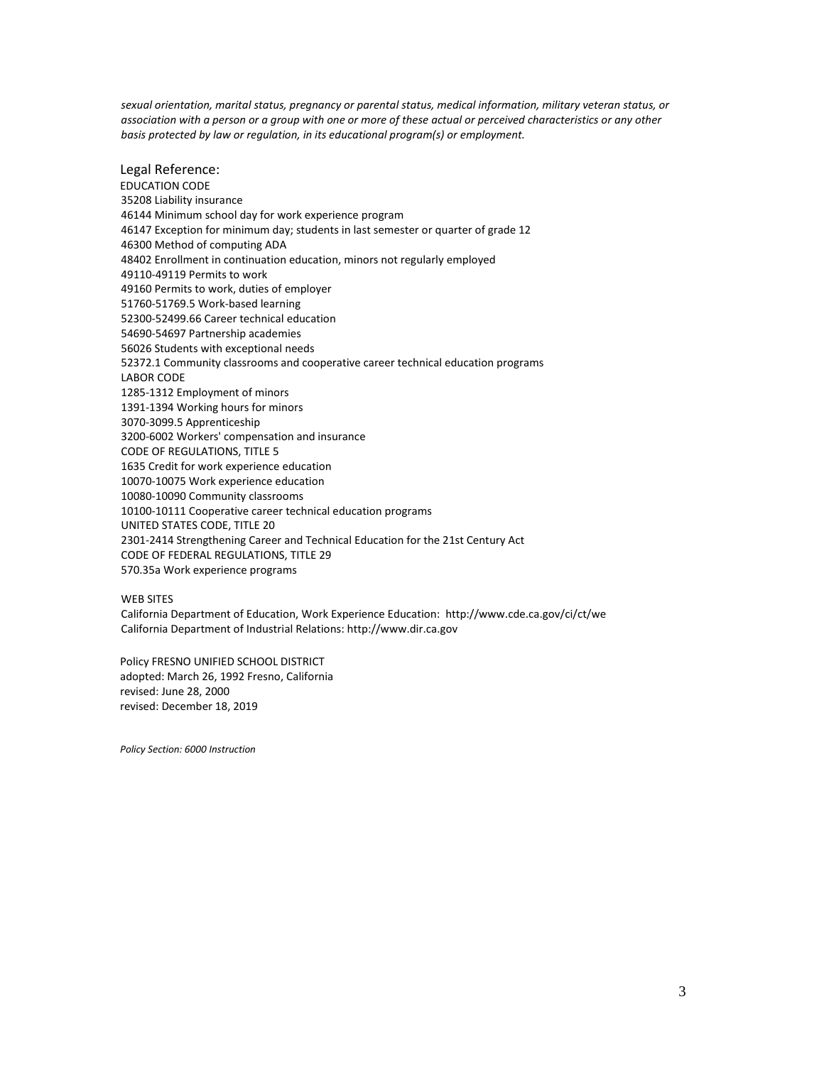*sexual orientation, marital status, pregnancy or parental status, medical information, military veteran status, or association with a person or a group with one or more of these actual or perceived characteristics or any other basis protected by law or regulation, in its educational program(s) or employment.*

Legal Reference:

EDUCATION CODE
35208 Liability insurance
46144 Minimum school day for work experience program
46147 Exception for minimum day; students in last semester or quarter of grade 12
46300 Method of computing ADA
48402 Enrollment in continuation education, minors not regularly employed
49110-49119 Permits to work
49160 Permits to work, duties of employer
51760-51769.5 Work-based learning
52300-52499.66 Career technical education
54690-54697 Partnership academies
56026 Students with exceptional needs
52372.1 Community classrooms and cooperative career technical education programs
LABOR CODE
1285-1312 Employment of minors
1391-1394 Working hours for minors
3070-3099.5 Apprenticeship
3200-6002 Workers' compensation and insurance
CODE OF REGULATIONS, TITLE 5
1635 Credit for work experience education
10070-10075 Work experience education
10080-10090 Community classrooms
10100-10111 Cooperative career technical education programs
UNITED STATES CODE, TITLE 20
2301-2414 Strengthening Career and Technical Education for the 21st Century Act
CODE OF FEDERAL REGULATIONS, TITLE 29
570.35a Work experience programs

WEB SITES
California Department of Education, Work Experience Education: http://www.cde.ca.gov/ci/ct/we
California Department of Industrial Relations: http://www.dir.ca.gov

Policy FRESNO UNIFIED SCHOOL DISTRICT
adopted: March 26, 1992 Fresno, California
revised: June 28, 2000
revised: December 18, 2019

*Policy Section: 6000 Instruction*